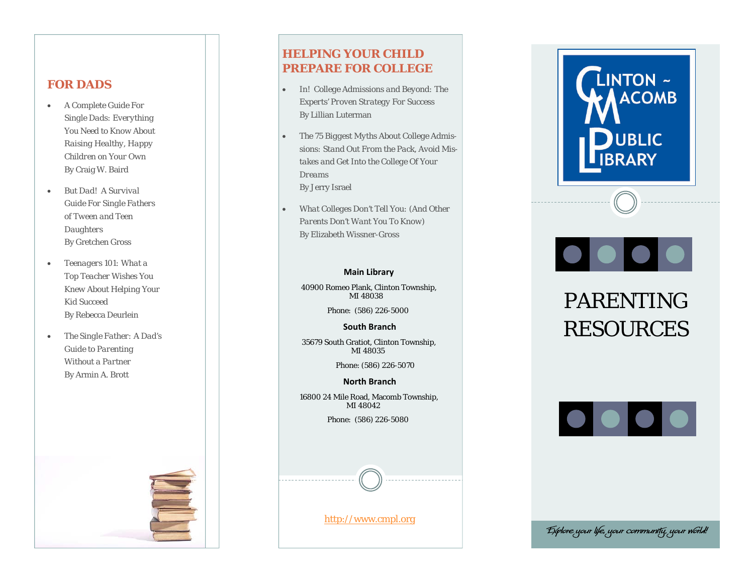## FOR DADS

- A Complete Guide For Single Dads: Everything You Need to Know About Raising Healthy, Happy Children on Your Own
  By Craig W. Baird
- But Dad! A Survival Guide For Single Fathers of Tween and Teen Daughters
  By Gretchen Gross
- Teenagers 101: What a Top Teacher Wishes You Knew About Helping Your Kid Succeed
  By Rebecca Deurlein
- The Single Father: A Dad's Guide to Parenting Without a Partner
  By Armin A. Brott

## HELPING YOUR CHILD PREPARE FOR COLLEGE

- In! College Admissions and Beyond: The Experts' Proven Strategy For Success
  By Lillian Luterman
- The 75 Biggest Myths About College Admissions: Stand Out From the Pack, Avoid Mistakes and Get Into the College Of Your Dreams
  By Jerry Israel
- What Colleges Don't Tell You: (And Other Parents Don't Want You To Know)
  By Elizabeth Wissner-Gross

**Main Library**

40900 Romeo Plank, Clinton Township, MI 48038

Phone: (586) 226-5000

**South Branch**

35679 South Gratiot, Clinton Township, MI 48035

Phone: (586) 226-5070

**North Branch**

16800 24 Mile Road, Macomb Township, MI 48042

Phone: (586) 226-5080

http://www.cmpl.org

CLINTON ~ MACOMB PUBLIC LIBRARY

# PARENTING RESOURCES

*Explore your life, your community, your world!*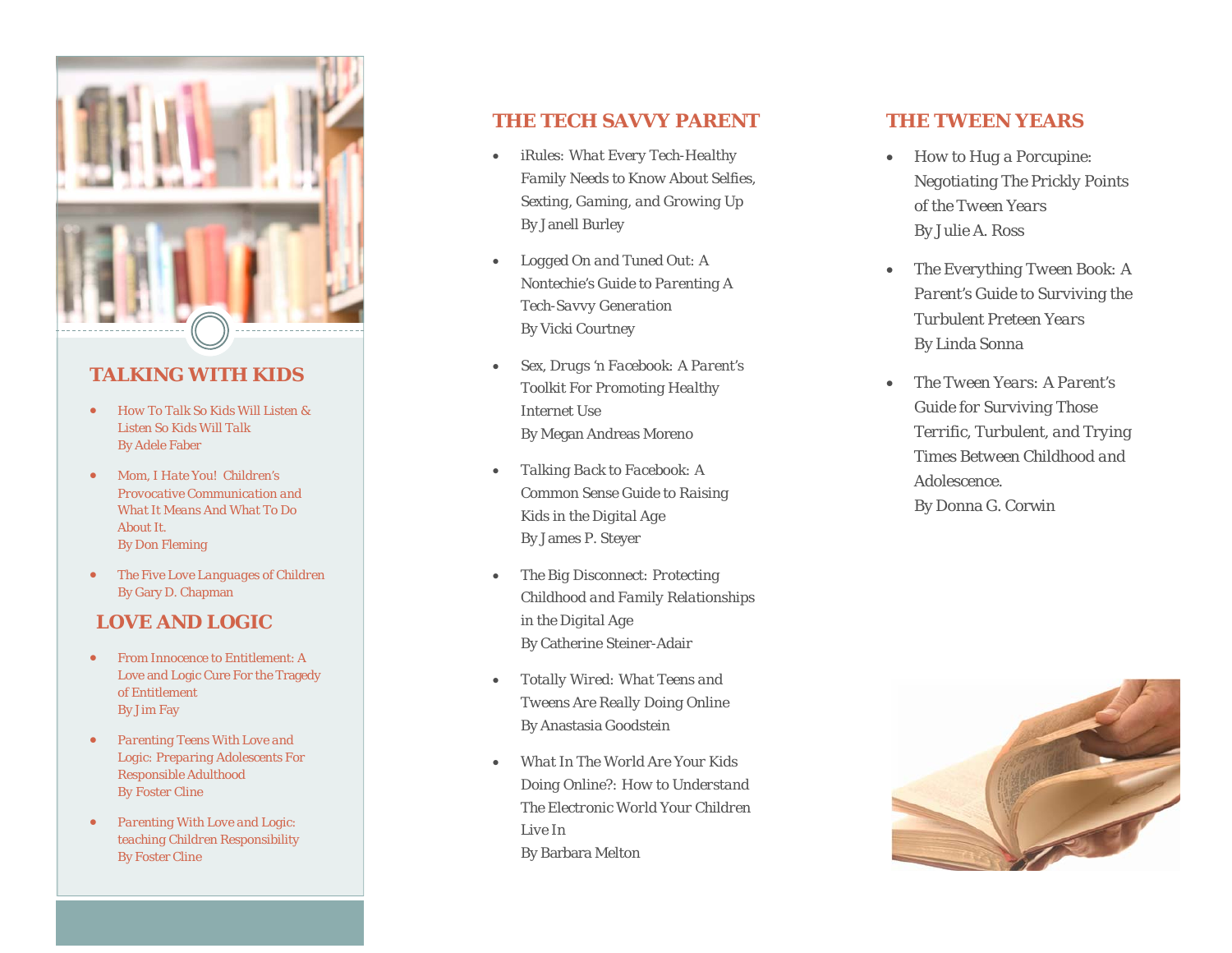## TALKING WITH KIDS

- How To Talk So Kids Will Listen & Listen So Kids Will Talk
  By Adele Faber
- Mom, I Hate You! Children's Provocative Communication and What It Means And What To Do About It.
  By Don Fleming
- The Five Love Languages of Children
  By Gary D. Chapman

## LOVE AND LOGIC

- From Innocence to Entitlement: A Love and Logic Cure For the Tragedy of Entitlement
  By Jim Fay
- Parenting Teens With Love and Logic: Preparing Adolescents For Responsible Adulthood
  By Foster Cline
- Parenting With Love and Logic: teaching Children Responsibility
  By Foster Cline

## THE TECH SAVVY PARENT

- iRules: What Every Tech-Healthy Family Needs to Know About Selfies, Sexting, Gaming, and Growing Up
  By Janell Burley
- Logged On and Tuned Out: A Nontechie's Guide to Parenting A Tech-Savvy Generation
  By Vicki Courtney
- Sex, Drugs 'n Facebook: A Parent's Toolkit For Promoting Healthy Internet Use
  By Megan Andreas Moreno
- Talking Back to Facebook: A Common Sense Guide to Raising Kids in the Digital Age
  By James P. Steyer
- The Big Disconnect: Protecting Childhood and Family Relationships in the Digital Age
  By Catherine Steiner-Adair
- Totally Wired: What Teens and Tweens Are Really Doing Online
  By Anastasia Goodstein
- What In The World Are Your Kids Doing Online?: How to Understand The Electronic World Your Children Live In
  By Barbara Melton

## THE TWEEN YEARS

- How to Hug a Porcupine: Negotiating The Prickly Points of the Tween Years
  By Julie A. Ross
- The Everything Tween Book: A Parent's Guide to Surviving the Turbulent Preteen Years
  By Linda Sonna
- The Tween Years: A Parent's Guide for Surviving Those Terrific, Turbulent, and Trying Times Between Childhood and Adolescence.
  By Donna G. Corwin